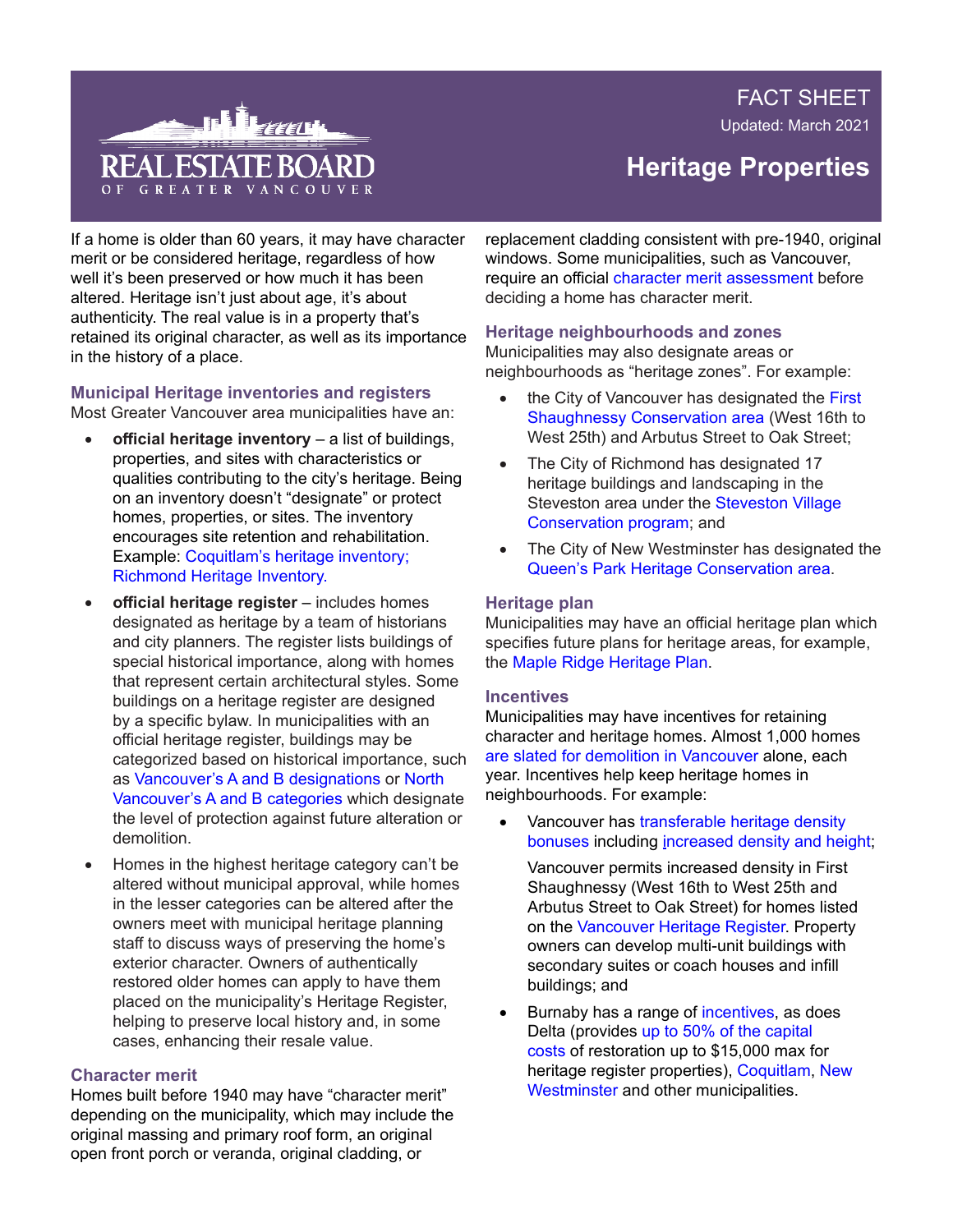FACT SHEET

Updated: March 2021

# Heritage Properties

If a home is older than 60 years, it may have character merit or be considered heritage, regardless of how well it's been preserved or how much it has been altered. Heritage isn't just about age, it's about authenticity. The real value is in a property that's retained its original character, as well as its importance in the history of a place.

## Municipal Heritage inventories and registers

Most Greater Vancouver area municipalities have an:

- **official heritage inventory** – a list of buildings, properties, and sites with characteristics or qualities contributing to the city's heritage. Being on an inventory doesn't "designate" or protect homes, properties, or sites. The inventory encourages site retention and rehabilitation. Example: Coquitlam's heritage inventory; Richmond Heritage Inventory.
- **official heritage register** – includes homes designated as heritage by a team of historians and city planners. The register lists buildings of special historical importance, along with homes that represent certain architectural styles. Some buildings on a heritage register are designed by a specific bylaw. In municipalities with an official heritage register, buildings may be categorized based on historical importance, such as Vancouver's A and B designations or North Vancouver's A and B categories which designate the level of protection against future alteration or demolition.
- Homes in the highest heritage category can't be altered without municipal approval, while homes in the lesser categories can be altered after the owners meet with municipal heritage planning staff to discuss ways of preserving the home's exterior character. Owners of authentically restored older homes can apply to have them placed on the municipality's Heritage Register, helping to preserve local history and, in some cases, enhancing their resale value.

## Character merit

Homes built before 1940 may have "character merit" depending on the municipality, which may include the original massing and primary roof form, an original open front porch or veranda, original cladding, or replacement cladding consistent with pre-1940, original windows. Some municipalities, such as Vancouver, require an official character merit assessment before deciding a home has character merit.

## Heritage neighbourhoods and zones

Municipalities may also designate areas or neighbourhoods as "heritage zones". For example:

- the City of Vancouver has designated the First Shaughnessy Conservation area (West 16th to West 25th) and Arbutus Street to Oak Street;
- The City of Richmond has designated 17 heritage buildings and landscaping in the Steveston area under the Steveston Village Conservation program; and
- The City of New Westminster has designated the Queen's Park Heritage Conservation area.

## Heritage plan

Municipalities may have an official heritage plan which specifies future plans for heritage areas, for example, the Maple Ridge Heritage Plan.

## Incentives

Municipalities may have incentives for retaining character and heritage homes. Almost 1,000 homes are slated for demolition in Vancouver alone, each year. Incentives help keep heritage homes in neighbourhoods. For example:

- Vancouver has transferable heritage density bonuses including increased density and height;

  Vancouver permits increased density in First Shaughnessy (West 16th to West 25th and Arbutus Street to Oak Street) for homes listed on the Vancouver Heritage Register. Property owners can develop multi-unit buildings with secondary suites or coach houses and infill buildings; and
- Burnaby has a range of incentives, as does Delta (provides up to 50% of the capital costs of restoration up to $15,000 max for heritage register properties), Coquitlam, New Westminster and other municipalities.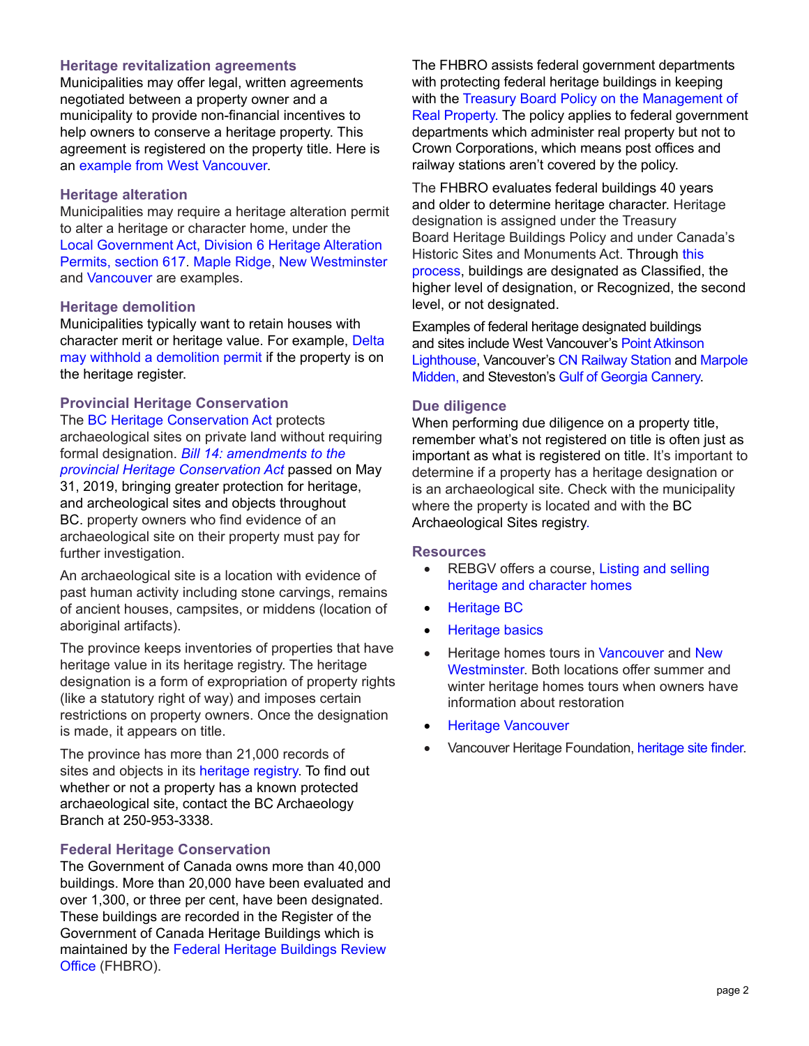## Heritage revitalization agreements

Municipalities may offer legal, written agreements negotiated between a property owner and a municipality to provide non-financial incentives to help owners to conserve a heritage property. This agreement is registered on the property title. Here is an example from West Vancouver.

## Heritage alteration

Municipalities may require a heritage alteration permit to alter a heritage or character home, under the Local Government Act, Division 6 Heritage Alteration Permits, section 617. Maple Ridge, New Westminster and Vancouver are examples.

## Heritage demolition

Municipalities typically want to retain houses with character merit or heritage value. For example, Delta may withhold a demolition permit if the property is on the heritage register.

## Provincial Heritage Conservation

The BC Heritage Conservation Act protects archaeological sites on private land without requiring formal designation. *Bill 14: amendments to the provincial Heritage Conservation Act* passed on May 31, 2019, bringing greater protection for heritage, and archeological sites and objects throughout BC. property owners who find evidence of an archaeological site on their property must pay for further investigation.

An archaeological site is a location with evidence of past human activity including stone carvings, remains of ancient houses, campsites, or middens (location of aboriginal artifacts).

The province keeps inventories of properties that have heritage value in its heritage registry. The heritage designation is a form of expropriation of property rights (like a statutory right of way) and imposes certain restrictions on property owners. Once the designation is made, it appears on title.

The province has more than 21,000 records of sites and objects in its heritage registry. To find out whether or not a property has a known protected archaeological site, contact the BC Archaeology Branch at 250-953-3338.

## Federal Heritage Conservation

The Government of Canada owns more than 40,000 buildings. More than 20,000 have been evaluated and over 1,300, or three per cent, have been designated. These buildings are recorded in the Register of the Government of Canada Heritage Buildings which is maintained by the Federal Heritage Buildings Review Office (FHBRO).

The FHBRO assists federal government departments with protecting federal heritage buildings in keeping with the Treasury Board Policy on the Management of Real Property. The policy applies to federal government departments which administer real property but not to Crown Corporations, which means post offices and railway stations aren't covered by the policy.

The FHBRO evaluates federal buildings 40 years and older to determine heritage character. Heritage designation is assigned under the Treasury Board Heritage Buildings Policy and under Canada's Historic Sites and Monuments Act. Through this process, buildings are designated as Classified, the higher level of designation, or Recognized, the second level, or not designated.

Examples of federal heritage designated buildings and sites include West Vancouver's Point Atkinson Lighthouse, Vancouver's CN Railway Station and Marpole Midden, and Steveston's Gulf of Georgia Cannery.

## Due diligence

When performing due diligence on a property title, remember what's not registered on title is often just as important as what is registered on title. It's important to determine if a property has a heritage designation or is an archaeological site. Check with the municipality where the property is located and with the BC Archaeological Sites registry.

## Resources

- REBGV offers a course, Listing and selling heritage and character homes
- Heritage BC
- Heritage basics
- Heritage homes tours in Vancouver and New Westminster. Both locations offer summer and winter heritage homes tours when owners have information about restoration
- Heritage Vancouver
- Vancouver Heritage Foundation, heritage site finder.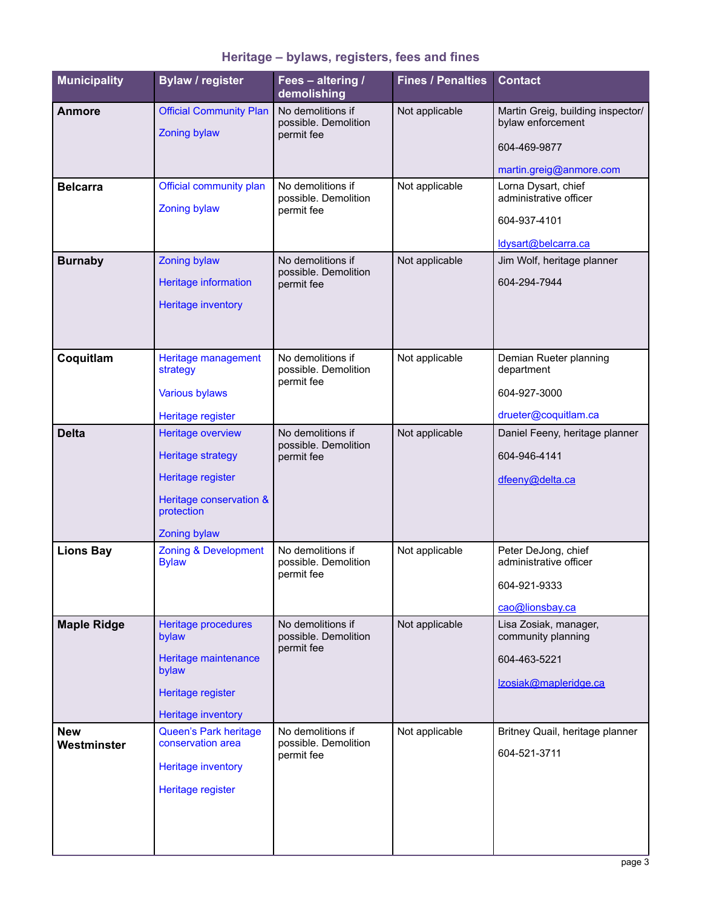## Heritage – bylaws, registers, fees and fines

| Municipality | Bylaw / register | Fees – altering / demolishing | Fines / Penalties | Contact |
|---|---|---|---|---|
| **Anmore** | Official Community Plan<br><br>Zoning bylaw | No demolitions if possible. Demolition permit fee | Not applicable | Martin Greig, building inspector/ bylaw enforcement<br><br>604-469-9877<br><br>martin.greig@anmore.com |
| **Belcarra** | Official community plan<br><br>Zoning bylaw | No demolitions if possible. Demolition permit fee | Not applicable | Lorna Dysart, chief administrative officer<br><br>604-937-4101<br><br>ldysart@belcarra.ca |
| **Burnaby** | Zoning bylaw<br><br>Heritage information<br><br>Heritage inventory | No demolitions if possible. Demolition permit fee | Not applicable | Jim Wolf, heritage planner<br><br>604-294-7944 |
| **Coquitlam** | Heritage management strategy<br><br>Various bylaws<br><br>Heritage register | No demolitions if possible. Demolition permit fee | Not applicable | Demian Rueter planning department<br><br>604-927-3000<br><br>drueter@coquitlam.ca |
| **Delta** | Heritage overview<br><br>Heritage strategy<br><br>Heritage register<br><br>Heritage conservation & protection<br><br>Zoning bylaw | No demolitions if possible. Demolition permit fee | Not applicable | Daniel Feeny, heritage planner<br><br>604-946-4141<br><br>dfeeny@delta.ca |
| **Lions Bay** | Zoning & Development Bylaw | No demolitions if possible. Demolition permit fee | Not applicable | Peter DeJong, chief administrative officer<br><br>604-921-9333<br><br>cao@lionsbay.ca |
| **Maple Ridge** | Heritage procedures bylaw<br><br>Heritage maintenance bylaw<br><br>Heritage register<br><br>Heritage inventory | No demolitions if possible. Demolition permit fee | Not applicable | Lisa Zosiak, manager, community planning<br><br>604-463-5221<br><br>lzosiak@mapleridge.ca |
| **New Westminster** | Queen's Park heritage conservation area<br><br>Heritage inventory<br><br>Heritage register | No demolitions if possible. Demolition permit fee | Not applicable | Britney Quail, heritage planner<br><br>604-521-3711 |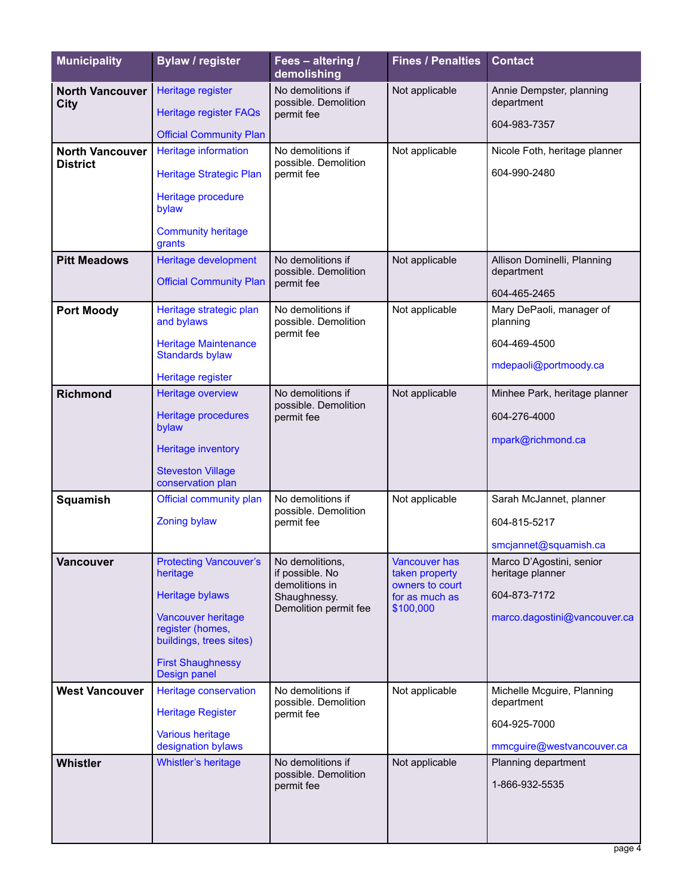| Municipality | Bylaw / register | Fees – altering / demolishing | Fines / Penalties | Contact |
|---|---|---|---|---|
| **North Vancouver City** | Heritage register<br><br>Heritage register FAQs<br><br>Official Community Plan | No demolitions if possible. Demolition permit fee | Not applicable | Annie Dempster, planning department<br><br>604-983-7357 |
| **North Vancouver District** | Heritage information<br><br>Heritage Strategic Plan<br><br>Heritage procedure bylaw<br><br>Community heritage grants | No demolitions if possible. Demolition permit fee | Not applicable | Nicole Foth, heritage planner<br><br>604-990-2480 |
| **Pitt Meadows** | Heritage development<br><br>Official Community Plan | No demolitions if possible. Demolition permit fee | Not applicable | Allison Dominelli, Planning department<br><br>604-465-2465 |
| **Port Moody** | Heritage strategic plan and bylaws<br><br>Heritage Maintenance Standards bylaw<br><br>Heritage register | No demolitions if possible. Demolition permit fee | Not applicable | Mary DePaoli, manager of planning<br><br>604-469-4500<br><br>mdepaoli@portmoody.ca |
| **Richmond** | Heritage overview<br><br>Heritage procedures bylaw<br><br>Heritage inventory<br><br>Steveston Village conservation plan | No demolitions if possible. Demolition permit fee | Not applicable | Minhee Park, heritage planner<br><br>604-276-4000<br><br>mpark@richmond.ca |
| **Squamish** | Official community plan<br><br>Zoning bylaw | No demolitions if possible. Demolition permit fee | Not applicable | Sarah McJannet, planner<br><br>604-815-5217<br><br>smcjannet@squamish.ca |
| **Vancouver** | Protecting Vancouver's heritage<br><br>Heritage bylaws<br><br>Vancouver heritage register (homes, buildings, trees sites)<br><br>First Shaughnessy Design panel | No demolitions, if possible. No demolitions in Shaughnessy. Demolition permit fee | Vancouver has taken property owners to court for as much as $100,000 | Marco D'Agostini, senior heritage planner<br><br>604-873-7172<br><br>marco.dagostini@vancouver.ca |
| **West Vancouver** | Heritage conservation<br><br>Heritage Register<br><br>Various heritage designation bylaws | No demolitions if possible. Demolition permit fee | Not applicable | Michelle Mcguire, Planning department<br><br>604-925-7000<br><br>mmcguire@westvancouver.ca |
| **Whistler** | Whistler's heritage | No demolitions if possible. Demolition permit fee | Not applicable | Planning department<br><br>1-866-932-5535 |